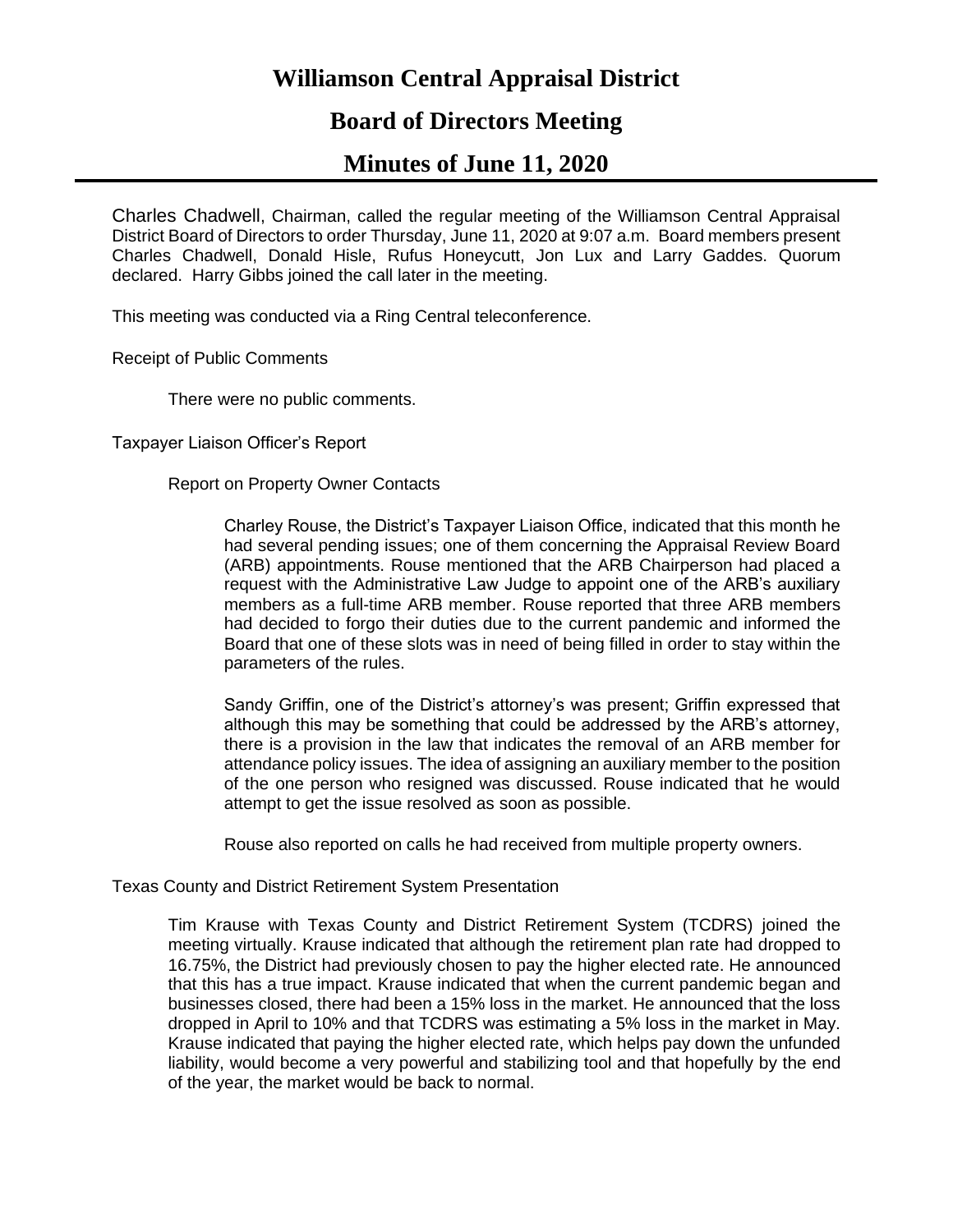# Williamson Central Appraisal District

## Board of Directors Meeting

## Minutes of June 11, 2020

Charles Chadwell, Chairman, called the regular meeting of the Williamson Central Appraisal District Board of Directors to order Thursday, June 11, 2020 at 9:07 a.m. Board members present Charles Chadwell, Donald Hisle, Rufus Honeycutt, Jon Lux and Larry Gaddes. Quorum declared. Harry Gibbs joined the call later in the meeting.

This meeting was conducted via a Ring Central teleconference.

Receipt of Public Comments

There were no public comments.

Taxpayer Liaison Officer's Report

Report on Property Owner Contacts

Charley Rouse, the District's Taxpayer Liaison Office, indicated that this month he had several pending issues; one of them concerning the Appraisal Review Board (ARB) appointments. Rouse mentioned that the ARB Chairperson had placed a request with the Administrative Law Judge to appoint one of the ARB's auxiliary members as a full-time ARB member. Rouse reported that three ARB members had decided to forgo their duties due to the current pandemic and informed the Board that one of these slots was in need of being filled in order to stay within the parameters of the rules.

Sandy Griffin, one of the District's attorney's was present; Griffin expressed that although this may be something that could be addressed by the ARB's attorney, there is a provision in the law that indicates the removal of an ARB member for attendance policy issues. The idea of assigning an auxiliary member to the position of the one person who resigned was discussed. Rouse indicated that he would attempt to get the issue resolved as soon as possible.

Rouse also reported on calls he had received from multiple property owners.

Texas County and District Retirement System Presentation

Tim Krause with Texas County and District Retirement System (TCDRS) joined the meeting virtually. Krause indicated that although the retirement plan rate had dropped to 16.75%, the District had previously chosen to pay the higher elected rate. He announced that this has a true impact. Krause indicated that when the current pandemic began and businesses closed, there had been a 15% loss in the market. He announced that the loss dropped in April to 10% and that TCDRS was estimating a 5% loss in the market in May. Krause indicated that paying the higher elected rate, which helps pay down the unfunded liability, would become a very powerful and stabilizing tool and that hopefully by the end of the year, the market would be back to normal.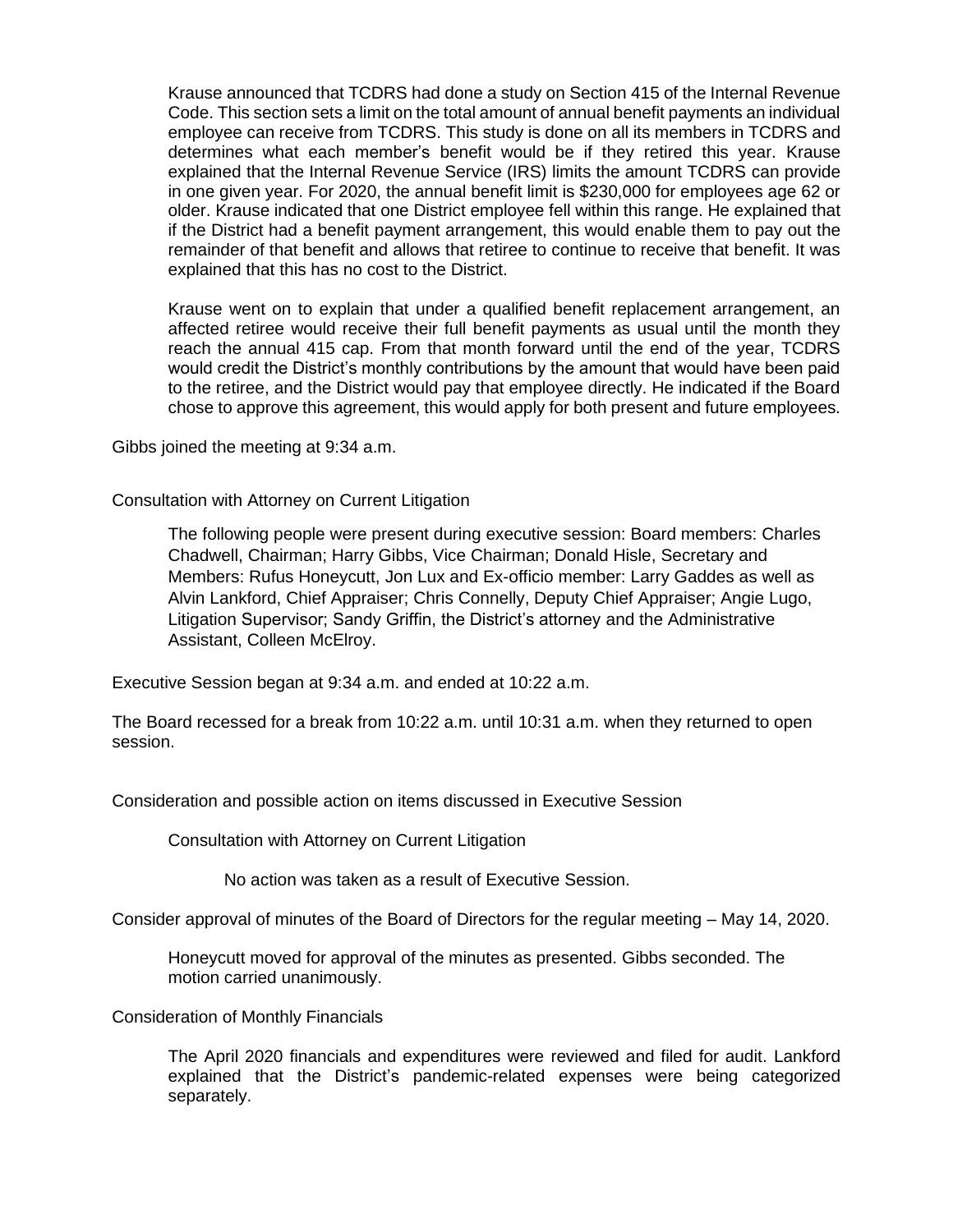Krause announced that TCDRS had done a study on Section 415 of the Internal Revenue Code. This section sets a limit on the total amount of annual benefit payments an individual employee can receive from TCDRS. This study is done on all its members in TCDRS and determines what each member's benefit would be if they retired this year. Krause explained that the Internal Revenue Service (IRS) limits the amount TCDRS can provide in one given year. For 2020, the annual benefit limit is $230,000 for employees age 62 or older. Krause indicated that one District employee fell within this range. He explained that if the District had a benefit payment arrangement, this would enable them to pay out the remainder of that benefit and allows that retiree to continue to receive that benefit. It was explained that this has no cost to the District.

Krause went on to explain that under a qualified benefit replacement arrangement, an affected retiree would receive their full benefit payments as usual until the month they reach the annual 415 cap. From that month forward until the end of the year, TCDRS would credit the District's monthly contributions by the amount that would have been paid to the retiree, and the District would pay that employee directly. He indicated if the Board chose to approve this agreement, this would apply for both present and future employees.

Gibbs joined the meeting at 9:34 a.m.

Consultation with Attorney on Current Litigation

The following people were present during executive session: Board members: Charles Chadwell, Chairman; Harry Gibbs, Vice Chairman; Donald Hisle, Secretary and Members: Rufus Honeycutt, Jon Lux and Ex-officio member: Larry Gaddes as well as Alvin Lankford, Chief Appraiser; Chris Connelly, Deputy Chief Appraiser; Angie Lugo, Litigation Supervisor; Sandy Griffin, the District's attorney and the Administrative Assistant, Colleen McElroy.

Executive Session began at 9:34 a.m. and ended at 10:22 a.m.

The Board recessed for a break from 10:22 a.m. until 10:31 a.m. when they returned to open session.

Consideration and possible action on items discussed in Executive Session

Consultation with Attorney on Current Litigation

No action was taken as a result of Executive Session.

Consider approval of minutes of the Board of Directors for the regular meeting – May 14, 2020.

Honeycutt moved for approval of the minutes as presented. Gibbs seconded. The motion carried unanimously.

Consideration of Monthly Financials

The April 2020 financials and expenditures were reviewed and filed for audit. Lankford explained that the District's pandemic-related expenses were being categorized separately.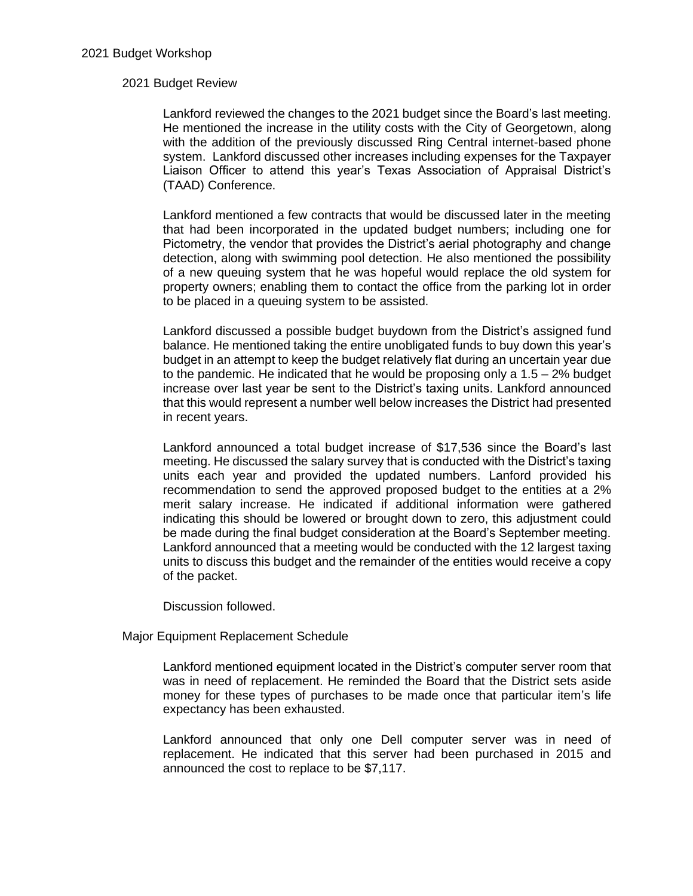## 2021 Budget Workshop

### 2021 Budget Review

Lankford reviewed the changes to the 2021 budget since the Board's last meeting. He mentioned the increase in the utility costs with the City of Georgetown, along with the addition of the previously discussed Ring Central internet-based phone system. Lankford discussed other increases including expenses for the Taxpayer Liaison Officer to attend this year's Texas Association of Appraisal District's (TAAD) Conference.

Lankford mentioned a few contracts that would be discussed later in the meeting that had been incorporated in the updated budget numbers; including one for Pictometry, the vendor that provides the District's aerial photography and change detection, along with swimming pool detection. He also mentioned the possibility of a new queuing system that he was hopeful would replace the old system for property owners; enabling them to contact the office from the parking lot in order to be placed in a queuing system to be assisted.

Lankford discussed a possible budget buydown from the District's assigned fund balance. He mentioned taking the entire unobligated funds to buy down this year's budget in an attempt to keep the budget relatively flat during an uncertain year due to the pandemic. He indicated that he would be proposing only a 1.5 – 2% budget increase over last year be sent to the District's taxing units. Lankford announced that this would represent a number well below increases the District had presented in recent years.

Lankford announced a total budget increase of $17,536 since the Board's last meeting. He discussed the salary survey that is conducted with the District's taxing units each year and provided the updated numbers. Lanford provided his recommendation to send the approved proposed budget to the entities at a 2% merit salary increase. He indicated if additional information were gathered indicating this should be lowered or brought down to zero, this adjustment could be made during the final budget consideration at the Board's September meeting. Lankford announced that a meeting would be conducted with the 12 largest taxing units to discuss this budget and the remainder of the entities would receive a copy of the packet.

Discussion followed.

### Major Equipment Replacement Schedule

Lankford mentioned equipment located in the District's computer server room that was in need of replacement. He reminded the Board that the District sets aside money for these types of purchases to be made once that particular item's life expectancy has been exhausted.

Lankford announced that only one Dell computer server was in need of replacement. He indicated that this server had been purchased in 2015 and announced the cost to replace to be $7,117.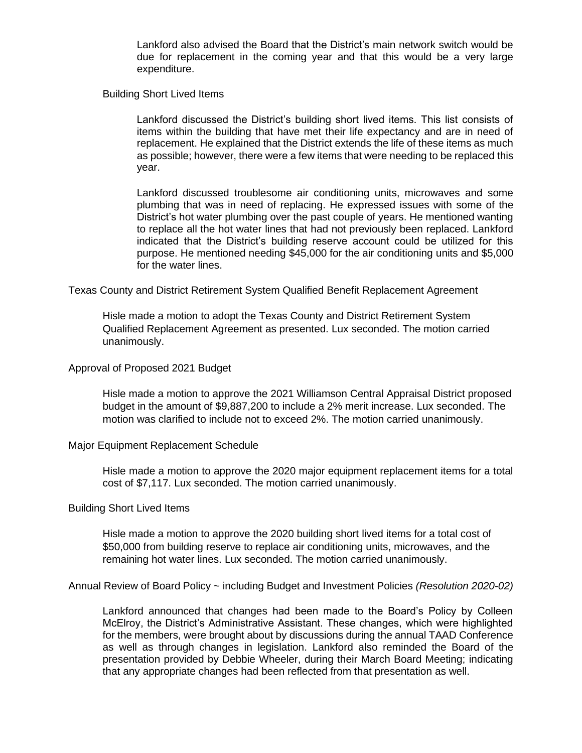Lankford also advised the Board that the District's main network switch would be due for replacement in the coming year and that this would be a very large expenditure.

Building Short Lived Items

Lankford discussed the District's building short lived items. This list consists of items within the building that have met their life expectancy and are in need of replacement. He explained that the District extends the life of these items as much as possible; however, there were a few items that were needing to be replaced this year.

Lankford discussed troublesome air conditioning units, microwaves and some plumbing that was in need of replacing. He expressed issues with some of the District's hot water plumbing over the past couple of years. He mentioned wanting to replace all the hot water lines that had not previously been replaced. Lankford indicated that the District's building reserve account could be utilized for this purpose. He mentioned needing $45,000 for the air conditioning units and $5,000 for the water lines.

Texas County and District Retirement System Qualified Benefit Replacement Agreement

Hisle made a motion to adopt the Texas County and District Retirement System Qualified Replacement Agreement as presented. Lux seconded. The motion carried unanimously.

Approval of Proposed 2021 Budget

Hisle made a motion to approve the 2021 Williamson Central Appraisal District proposed budget in the amount of $9,887,200 to include a 2% merit increase. Lux seconded. The motion was clarified to include not to exceed 2%. The motion carried unanimously.

Major Equipment Replacement Schedule

Hisle made a motion to approve the 2020 major equipment replacement items for a total cost of $7,117. Lux seconded. The motion carried unanimously.

Building Short Lived Items

Hisle made a motion to approve the 2020 building short lived items for a total cost of $50,000 from building reserve to replace air conditioning units, microwaves, and the remaining hot water lines. Lux seconded. The motion carried unanimously.

Annual Review of Board Policy ~ including Budget and Investment Policies *(Resolution 2020-02)*

Lankford announced that changes had been made to the Board's Policy by Colleen McElroy, the District's Administrative Assistant. These changes, which were highlighted for the members, were brought about by discussions during the annual TAAD Conference as well as through changes in legislation. Lankford also reminded the Board of the presentation provided by Debbie Wheeler, during their March Board Meeting; indicating that any appropriate changes had been reflected from that presentation as well.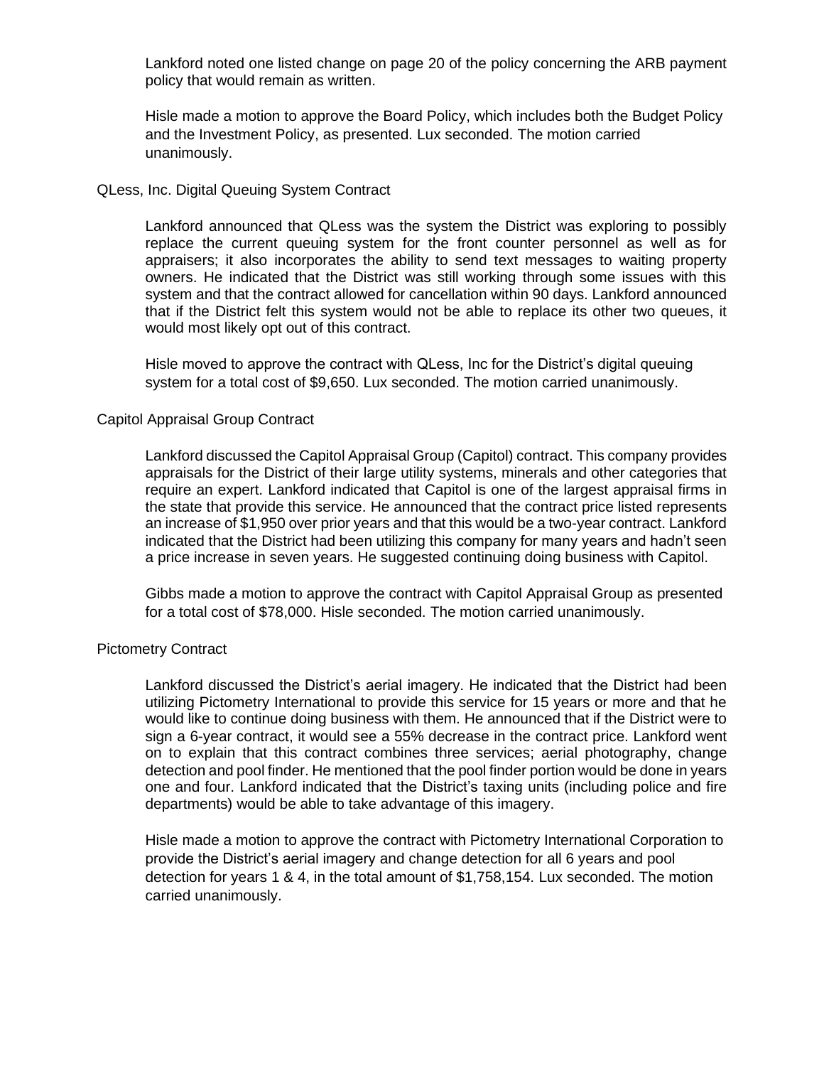Lankford noted one listed change on page 20 of the policy concerning the ARB payment policy that would remain as written.

Hisle made a motion to approve the Board Policy, which includes both the Budget Policy and the Investment Policy, as presented. Lux seconded. The motion carried unanimously.

QLess, Inc. Digital Queuing System Contract

Lankford announced that QLess was the system the District was exploring to possibly replace the current queuing system for the front counter personnel as well as for appraisers; it also incorporates the ability to send text messages to waiting property owners. He indicated that the District was still working through some issues with this system and that the contract allowed for cancellation within 90 days. Lankford announced that if the District felt this system would not be able to replace its other two queues, it would most likely opt out of this contract.

Hisle moved to approve the contract with QLess, Inc for the District's digital queuing system for a total cost of $9,650. Lux seconded. The motion carried unanimously.

Capitol Appraisal Group Contract

Lankford discussed the Capitol Appraisal Group (Capitol) contract. This company provides appraisals for the District of their large utility systems, minerals and other categories that require an expert. Lankford indicated that Capitol is one of the largest appraisal firms in the state that provide this service. He announced that the contract price listed represents an increase of $1,950 over prior years and that this would be a two-year contract. Lankford indicated that the District had been utilizing this company for many years and hadn't seen a price increase in seven years. He suggested continuing doing business with Capitol.

Gibbs made a motion to approve the contract with Capitol Appraisal Group as presented for a total cost of $78,000. Hisle seconded. The motion carried unanimously.

Pictometry Contract

Lankford discussed the District's aerial imagery. He indicated that the District had been utilizing Pictometry International to provide this service for 15 years or more and that he would like to continue doing business with them. He announced that if the District were to sign a 6-year contract, it would see a 55% decrease in the contract price. Lankford went on to explain that this contract combines three services; aerial photography, change detection and pool finder. He mentioned that the pool finder portion would be done in years one and four. Lankford indicated that the District's taxing units (including police and fire departments) would be able to take advantage of this imagery.

Hisle made a motion to approve the contract with Pictometry International Corporation to provide the District's aerial imagery and change detection for all 6 years and pool detection for years 1 & 4, in the total amount of $1,758,154. Lux seconded. The motion carried unanimously.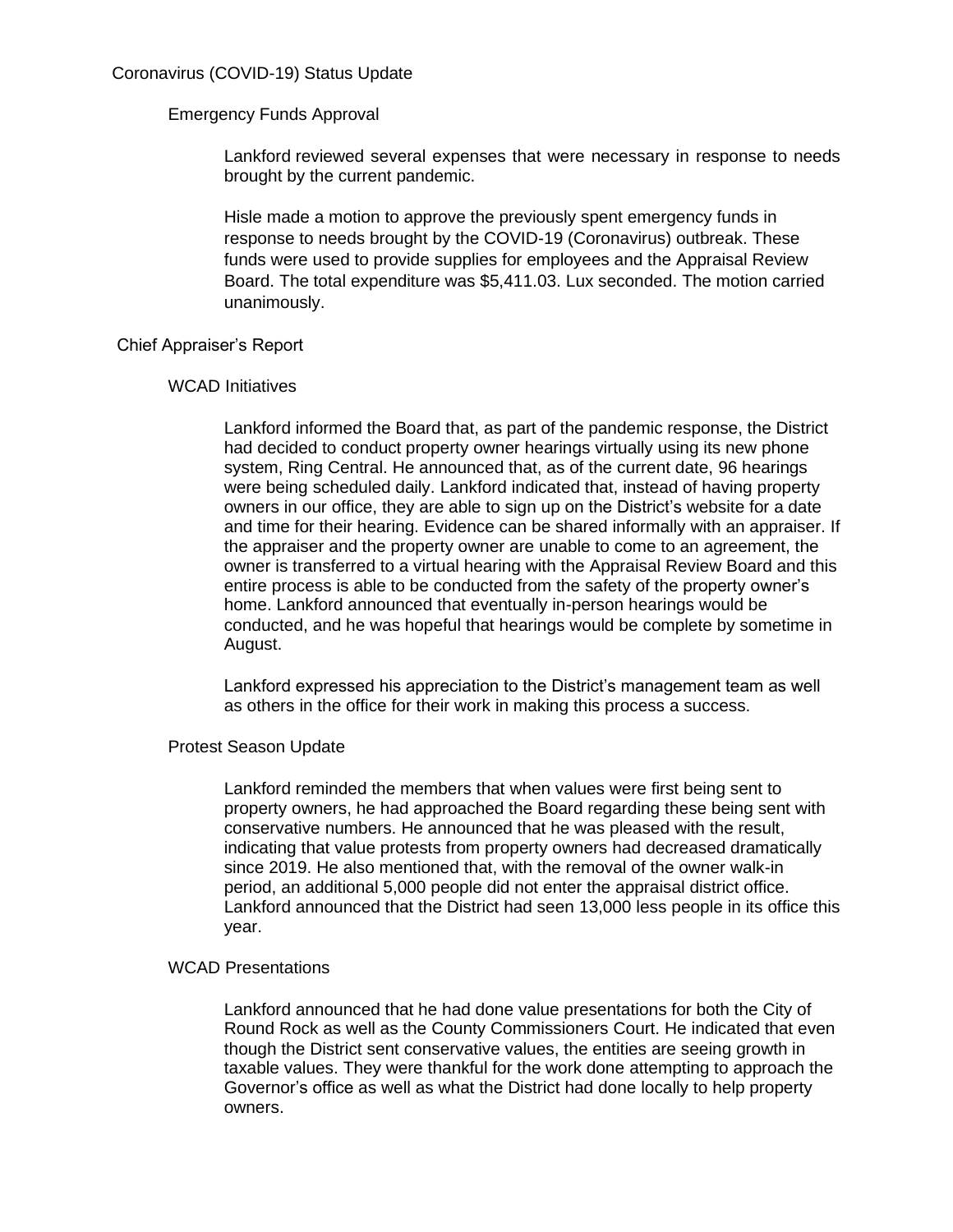## Coronavirus (COVID-19) Status Update

### Emergency Funds Approval

Lankford reviewed several expenses that were necessary in response to needs brought by the current pandemic.

Hisle made a motion to approve the previously spent emergency funds in response to needs brought by the COVID-19 (Coronavirus) outbreak. These funds were used to provide supplies for employees and the Appraisal Review Board. The total expenditure was $5,411.03. Lux seconded. The motion carried unanimously.

## Chief Appraiser's Report

### WCAD Initiatives

Lankford informed the Board that, as part of the pandemic response, the District had decided to conduct property owner hearings virtually using its new phone system, Ring Central. He announced that, as of the current date, 96 hearings were being scheduled daily. Lankford indicated that, instead of having property owners in our office, they are able to sign up on the District's website for a date and time for their hearing. Evidence can be shared informally with an appraiser. If the appraiser and the property owner are unable to come to an agreement, the owner is transferred to a virtual hearing with the Appraisal Review Board and this entire process is able to be conducted from the safety of the property owner's home. Lankford announced that eventually in-person hearings would be conducted, and he was hopeful that hearings would be complete by sometime in August.

Lankford expressed his appreciation to the District's management team as well as others in the office for their work in making this process a success.

### Protest Season Update

Lankford reminded the members that when values were first being sent to property owners, he had approached the Board regarding these being sent with conservative numbers. He announced that he was pleased with the result, indicating that value protests from property owners had decreased dramatically since 2019. He also mentioned that, with the removal of the owner walk-in period, an additional 5,000 people did not enter the appraisal district office. Lankford announced that the District had seen 13,000 less people in its office this year.

### WCAD Presentations

Lankford announced that he had done value presentations for both the City of Round Rock as well as the County Commissioners Court. He indicated that even though the District sent conservative values, the entities are seeing growth in taxable values. They were thankful for the work done attempting to approach the Governor's office as well as what the District had done locally to help property owners.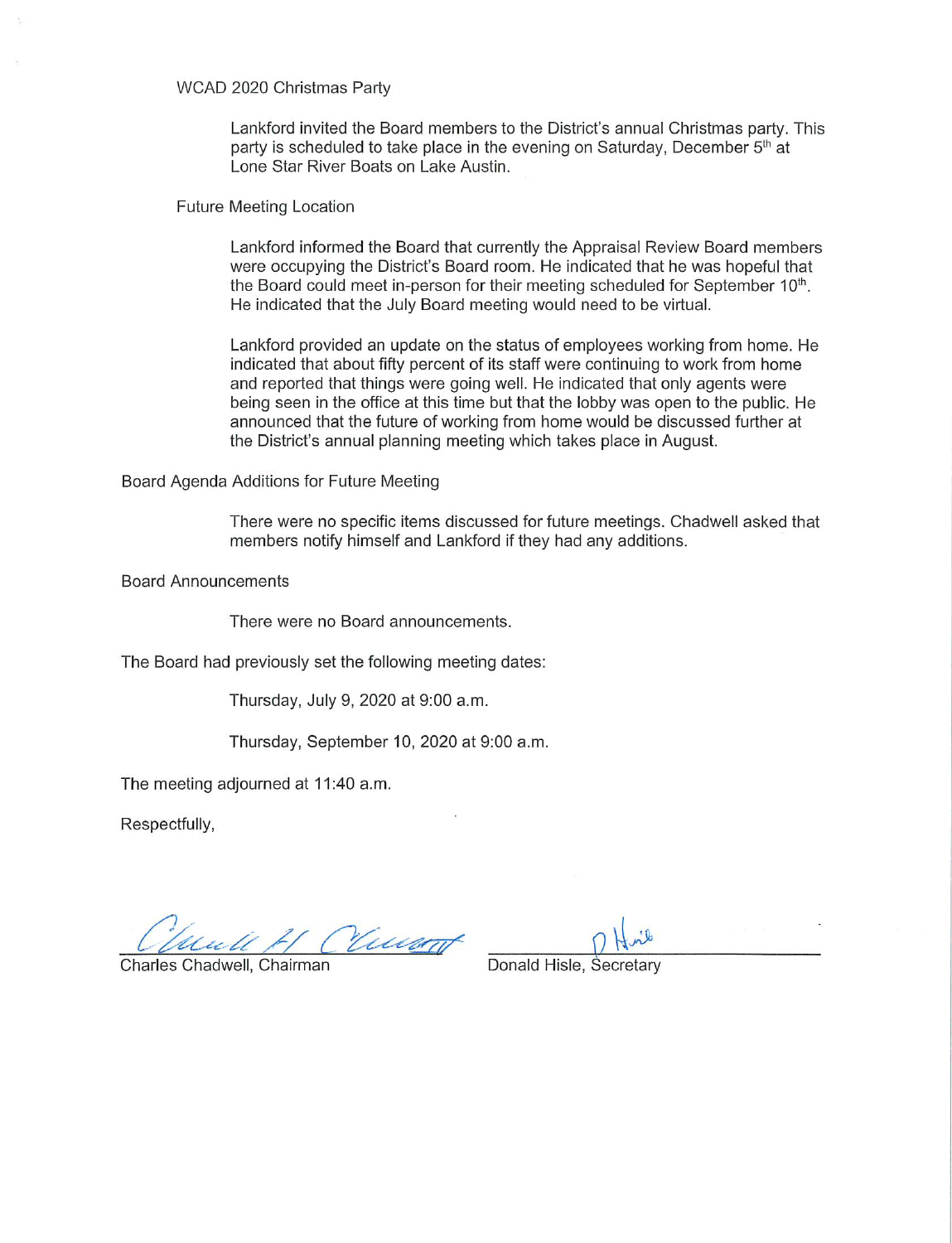WCAD 2020 Christmas Party

Lankford invited the Board members to the District's annual Christmas party. This party is scheduled to take place in the evening on Saturday, December 5th at Lone Star River Boats on Lake Austin.

Future Meeting Location

Lankford informed the Board that currently the Appraisal Review Board members were occupying the District's Board room. He indicated that he was hopeful that the Board could meet in-person for their meeting scheduled for September 10th. He indicated that the July Board meeting would need to be virtual.

Lankford provided an update on the status of employees working from home. He indicated that about fifty percent of its staff were continuing to work from home and reported that things were going well. He indicated that only agents were being seen in the office at this time but that the lobby was open to the public. He announced that the future of working from home would be discussed further at the District's annual planning meeting which takes place in August.

Board Agenda Additions for Future Meeting

There were no specific items discussed for future meetings. Chadwell asked that members notify himself and Lankford if they had any additions.

Board Announcements

There were no Board announcements.

The Board had previously set the following meeting dates:

Thursday, July 9, 2020 at 9:00 a.m.

Thursday, September 10, 2020 at 9:00 a.m.

The meeting adjourned at 11:40 a.m.

Respectfully,

Charles Chadwell, Chairman

Donald Hisle, Secretary